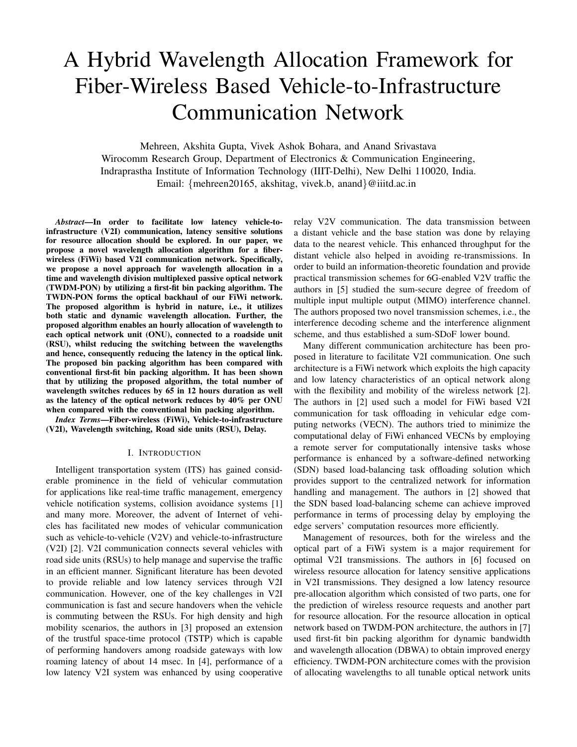# A Hybrid Wavelength Allocation Framework for Fiber-Wireless Based Vehicle-to-Infrastructure Communication Network

Mehreen, Akshita Gupta, Vivek Ashok Bohara, and Anand Srivastava
Wirocomm Research Group, Department of Electronics & Communication Engineering,
Indraprastha Institute of Information Technology (IIIT-Delhi), New Delhi 110020, India.
Email: {mehreen20165, akshitag, vivek.b, anand}@iiitd.ac.in

***Abstract*—In order to facilitate low latency vehicle-to-infrastructure (V2I) communication, latency sensitive solutions for resource allocation should be explored. In our paper, we propose a novel wavelength allocation algorithm for a fiber-wireless (FiWi) based V2I communication network. Specifically, we propose a novel approach for wavelength allocation in a time and wavelength division multiplexed passive optical network (TWDM-PON) by utilizing a first-fit bin packing algorithm. The TWDN-PON forms the optical backhaul of our FiWi network. The proposed algorithm is hybrid in nature, i.e., it utilizes both static and dynamic wavelength allocation. Further, the proposed algorithm enables an hourly allocation of wavelength to each optical network unit (ONU), connected to a roadside unit (RSU), whilst reducing the switching between the wavelengths and hence, consequently reducing the latency in the optical link. The proposed bin packing algorithm has been compared with conventional first-fit bin packing algorithm. It has been shown that by utilizing the proposed algorithm, the total number of wavelength switches reduces by 65 in 12 hours duration as well as the latency of the optical network reduces by 40% per ONU when compared with the conventional bin packing algorithm.**

***Index Terms*—Fiber-wireless (FiWi), Vehicle-to-infrastructure (V2I), Wavelength switching, Road side units (RSU), Delay.**

## I. Introduction

Intelligent transportation system (ITS) has gained considerable prominence in the field of vehicular commutation for applications like real-time traffic management, emergency vehicle notification systems, collision avoidance systems [1] and many more. Moreover, the advent of Internet of vehicles has facilitated new modes of vehicular communication such as vehicle-to-vehicle (V2V) and vehicle-to-infrastructure (V2I) [2]. V2I communication connects several vehicles with road side units (RSUs) to help manage and supervise the traffic in an efficient manner. Significant literature has been devoted to provide reliable and low latency services through V2I communication. However, one of the key challenges in V2I communication is fast and secure handovers when the vehicle is commuting between the RSUs. For high density and high mobility scenarios, the authors in [3] proposed an extension of the trustful space-time protocol (TSTP) which is capable of performing handovers among roadside gateways with low roaming latency of about 14 msec. In [4], performance of a low latency V2I system was enhanced by using cooperative relay V2V communication. The data transmission between a distant vehicle and the base station was done by relaying data to the nearest vehicle. This enhanced throughput for the distant vehicle also helped in avoiding re-transmissions. In order to build an information-theoretic foundation and provide practical transmission schemes for 6G-enabled V2V traffic the authors in [5] studied the sum-secure degree of freedom of multiple input multiple output (MIMO) interference channel. The authors proposed two novel transmission schemes, i.e., the interference decoding scheme and the interference alignment scheme, and thus established a sum-SDoF lower bound.

Many different communication architecture has been proposed in literature to facilitate V2I communication. One such architecture is a FiWi network which exploits the high capacity and low latency characteristics of an optical network along with the flexibility and mobility of the wireless network [2]. The authors in [2] used such a model for FiWi based V2I communication for task offloading in vehicular edge computing networks (VECN). The authors tried to minimize the computational delay of FiWi enhanced VECNs by employing a remote server for computationally intensive tasks whose performance is enhanced by a software-defined networking (SDN) based load-balancing task offloading solution which provides support to the centralized network for information handling and management. The authors in [2] showed that the SDN based load-balancing scheme can achieve improved performance in terms of processing delay by employing the edge servers' computation resources more efficiently.

Management of resources, both for the wireless and the optical part of a FiWi system is a major requirement for optimal V2I transmissions. The authors in [6] focused on wireless resource allocation for latency sensitive applications in V2I transmissions. They designed a low latency resource pre-allocation algorithm which consisted of two parts, one for the prediction of wireless resource requests and another part for resource allocation. For the resource allocation in optical network based on TWDM-PON architecture, the authors in [7] used first-fit bin packing algorithm for dynamic bandwidth and wavelength allocation (DBWA) to obtain improved energy efficiency. TWDM-PON architecture comes with the provision of allocating wavelengths to all tunable optical network units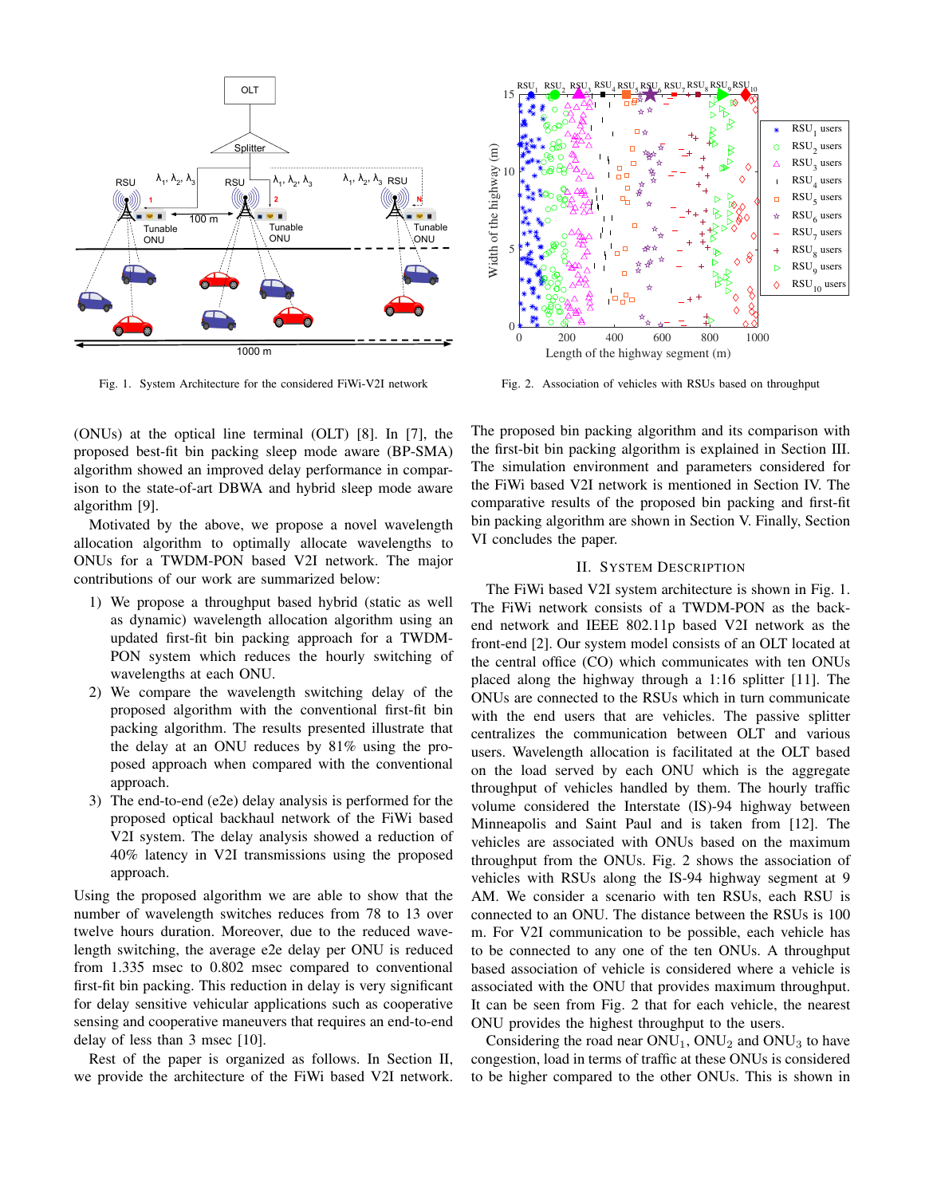Fig. 1. System Architecture for the considered FiWi-V2I network

Fig. 2. Association of vehicles with RSUs based on throughput

(ONUs) at the optical line terminal (OLT) [8]. In [7], the proposed best-fit bin packing sleep mode aware (BP-SMA) algorithm showed an improved delay performance in comparison to the state-of-art DBWA and hybrid sleep mode aware algorithm [9].

Motivated by the above, we propose a novel wavelength allocation algorithm to optimally allocate wavelengths to ONUs for a TWDM-PON based V2I network. The major contributions of our work are summarized below:

1) We propose a throughput based hybrid (static as well as dynamic) wavelength allocation algorithm using an updated first-fit bin packing approach for a TWDM-PON system which reduces the hourly switching of wavelengths at each ONU.
2) We compare the wavelength switching delay of the proposed algorithm with the conventional first-fit bin packing algorithm. The results presented illustrate that the delay at an ONU reduces by 81% using the proposed approach when compared with the conventional approach.
3) The end-to-end (e2e) delay analysis is performed for the proposed optical backhaul network of the FiWi based V2I system. The delay analysis showed a reduction of 40% latency in V2I transmissions using the proposed approach.

Using the proposed algorithm we are able to show that the number of wavelength switches reduces from 78 to 13 over twelve hours duration. Moreover, due to the reduced wavelength switching, the average e2e delay per ONU is reduced from 1.335 msec to 0.802 msec compared to conventional first-fit bin packing. This reduction in delay is very significant for delay sensitive vehicular applications such as cooperative sensing and cooperative maneuvers that requires an end-to-end delay of less than 3 msec [10].

Rest of the paper is organized as follows. In Section II, we provide the architecture of the FiWi based V2I network. The proposed bin packing algorithm and its comparison with the first-bit bin packing algorithm is explained in Section III. The simulation environment and parameters considered for the FiWi based V2I network is mentioned in Section IV. The comparative results of the proposed bin packing and first-fit bin packing algorithm are shown in Section V. Finally, Section VI concludes the paper.

## II. System Description

The FiWi based V2I system architecture is shown in Fig. 1. The FiWi network consists of a TWDM-PON as the back-end network and IEEE 802.11p based V2I network as the front-end [2]. Our system model consists of an OLT located at the central office (CO) which communicates with ten ONUs placed along the highway through a 1:16 splitter [11]. The ONUs are connected to the RSUs which in turn communicate with the end users that are vehicles. The passive splitter centralizes the communication between OLT and various users. Wavelength allocation is facilitated at the OLT based on the load served by each ONU which is the aggregate throughput of vehicles handled by them. The hourly traffic volume considered the Interstate (IS)-94 highway between Minneapolis and Saint Paul and is taken from [12]. The vehicles are associated with ONUs based on the maximum throughput from the ONUs. Fig. 2 shows the association of vehicles with RSUs along the IS-94 highway segment at 9 AM. We consider a scenario with ten RSUs, each RSU is connected to an ONU. The distance between the RSUs is 100 m. For V2I communication to be possible, each vehicle has to be connected to any one of the ten ONUs. A throughput based association of vehicle is considered where a vehicle is associated with the ONU that provides maximum throughput. It can be seen from Fig. 2 that for each vehicle, the nearest ONU provides the highest throughput to the users.

Considering the road near $ONU_1$, $ONU_2$ and $ONU_3$ to have congestion, load in terms of traffic at these ONUs is considered to be higher compared to the other ONUs. This is shown in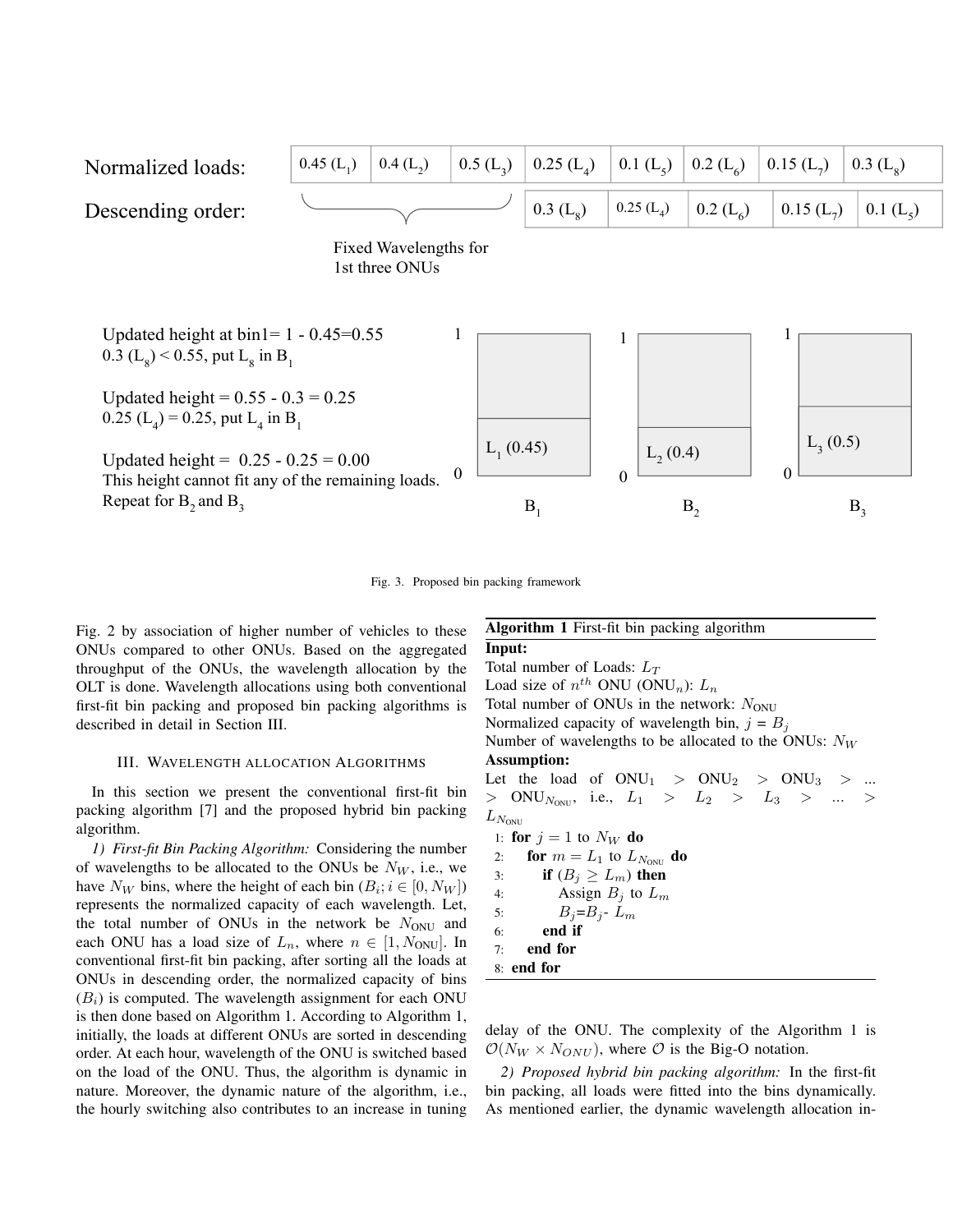Normalized loads:

| 0.45 ($L_1$) | 0.4 ($L_2$) | 0.5 ($L_3$) | 0.25 ($L_4$) | 0.1 ($L_5$) | 0.2 ($L_6$) | 0.15 ($L_7$) | 0.3 ($L_8$) |
|---|---|---|---|---|---|---|---|

Descending order:

| 0.3 ($L_8$) | 0.25 ($L_4$) | 0.2 ($L_6$) | 0.15 ($L_7$) | 0.1 ($L_5$) |
|---|---|---|---|---|

Fixed Wavelengths for 1st three ONUs

Updated height at bin1= 1 - 0.45=0.55
0.3 ($L_8$) < 0.55, put $L_8$ in $B_1$

Updated height = 0.55 - 0.3 = 0.25
0.25 ($L_4$) = 0.25, put $L_4$ in $B_1$

Updated height = 0.25 - 0.25 = 0.00
This height cannot fit any of the remaining loads.
Repeat for $B_2$ and $B_3$

$L_1$ (0.45), $L_2$ (0.4), $L_3$ (0.5); $B_1$, $B_2$, $B_3$

Fig. 3. Proposed bin packing framework

Fig. 2 by association of higher number of vehicles to these ONUs compared to other ONUs. Based on the aggregated throughput of the ONUs, the wavelength allocation by the OLT is done. Wavelength allocations using both conventional first-fit bin packing and proposed bin packing algorithms is described in detail in Section III.

## III. Wavelength allocation Algorithms

In this section we present the conventional first-fit bin packing algorithm [7] and the proposed hybrid bin packing algorithm.

*1) First-fit Bin Packing Algorithm:* Considering the number of wavelengths to be allocated to the ONUs be $N_W$, i.e., we have $N_W$ bins, where the height of each bin ($B_i; i \in [0, N_W]$) represents the normalized capacity of each wavelength. Let, the total number of ONUs in the network be $N_{\text{ONU}}$ and each ONU has a load size of $L_n$, where $n \in [1, N_{\text{ONU}}]$. In conventional first-fit bin packing, after sorting all the loads at ONUs in descending order, the normalized capacity of bins ($B_i$) is computed. The wavelength assignment for each ONU is then done based on Algorithm 1. According to Algorithm 1, initially, the loads at different ONUs are sorted in descending order. At each hour, wavelength of the ONU is switched based on the load of the ONU. Thus, the algorithm is dynamic in nature. Moreover, the dynamic nature of the algorithm, i.e., the hourly switching also contributes to an increase in tuning delay of the ONU. The complexity of the Algorithm 1 is $\mathcal{O}(N_W \times N_{ONU})$, where $\mathcal{O}$ is the Big-O notation.

**Algorithm 1** First-fit bin packing algorithm

**Input:**
Total number of Loads: $L_T$
Load size of $n^{th}$ ONU (ONU$_n$): $L_n$
Total number of ONUs in the network: $N_{\text{ONU}}$
Normalized capacity of wavelength bin, $j$ = $B_j$
Number of wavelengths to be allocated to the ONUs: $N_W$
**Assumption:**
Let the load of ONU$_1$ > ONU$_2$ > ONU$_3$ > ... > ONU$_{N_{\text{ONU}}}$, i.e., $L_1 > L_2 > L_3 > ... > L_{N_{\text{ONU}}}$

```
1: for j = 1 to N_W do
2:   for m = L_1 to L_N_ONU do
3:     if (B_j ≥ L_m) then
4:       Assign B_j to L_m
5:       B_j = B_j - L_m
6:     end if
7:   end for
8: end for
```

*2) Proposed hybrid bin packing algorithm:* In the first-fit bin packing, all loads were fitted into the bins dynamically. As mentioned earlier, the dynamic wavelength allocation in-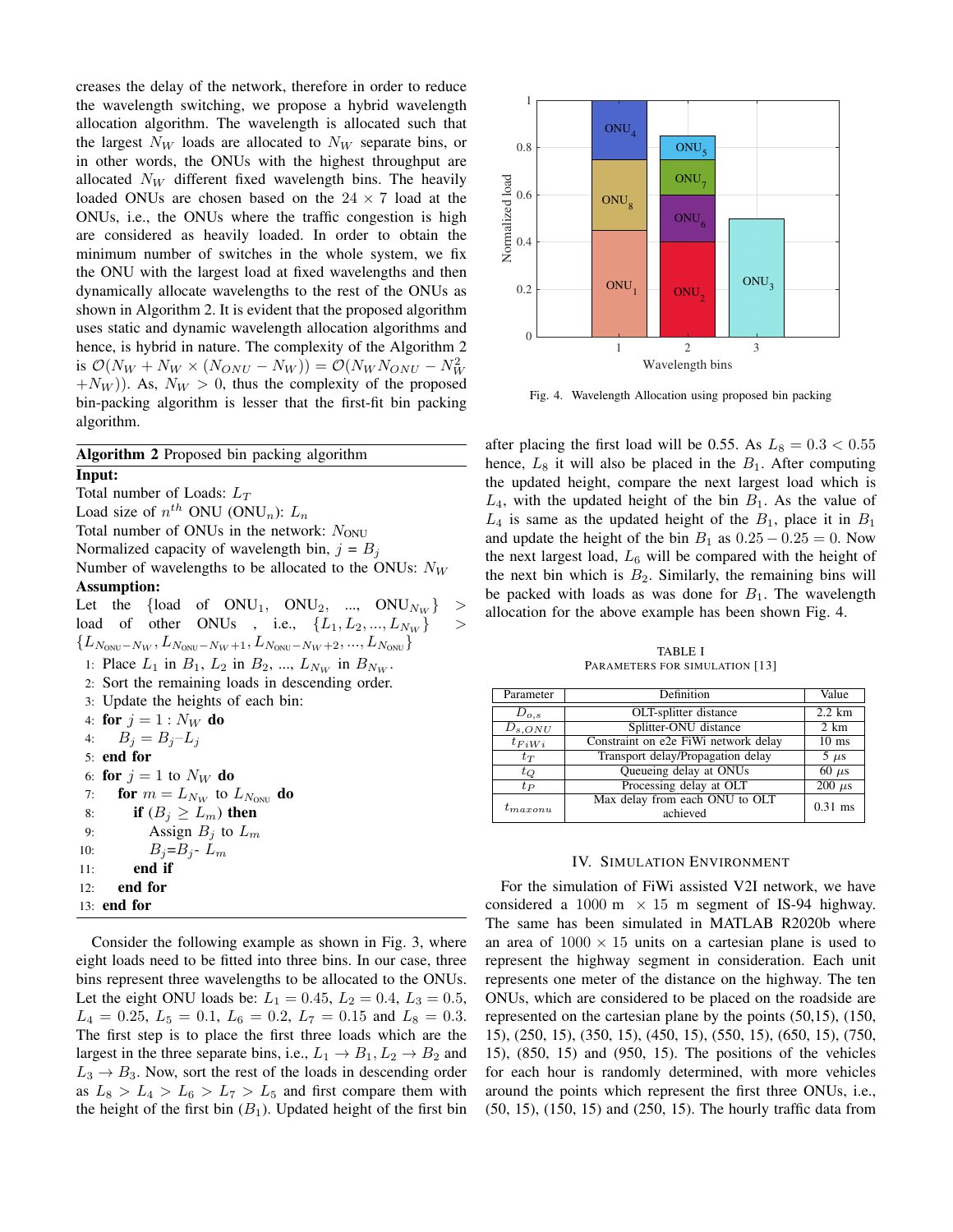creases the delay of the network, therefore in order to reduce the wavelength switching, we propose a hybrid wavelength allocation algorithm. The wavelength is allocated such that the largest $N_W$ loads are allocated to $N_W$ separate bins, or in other words, the ONUs with the highest throughput are allocated $N_W$ different fixed wavelength bins. The heavily loaded ONUs are chosen based on the $24 \times 7$ load at the ONUs, i.e., the ONUs where the traffic congestion is high are considered as heavily loaded. In order to obtain the minimum number of switches in the whole system, we fix the ONU with the largest load at fixed wavelengths and then dynamically allocate wavelengths to the rest of the ONUs as shown in Algorithm 2. It is evident that the proposed algorithm uses static and dynamic wavelength allocation algorithms and hence, is hybrid in nature. The complexity of the Algorithm 2 is $\mathcal{O}(N_W + N_W \times (N_{ONU} - N_W)) = \mathcal{O}(N_W N_{ONU} - N_W^2 + N_W))$. As, $N_W > 0$, thus the complexity of the proposed bin-packing algorithm is lesser that the first-fit bin packing algorithm.

**Algorithm 2** Proposed bin packing algorithm

**Input:**

Total number of Loads: $L_T$

Load size of $n^{th}$ ONU (ONU$_n$): $L_n$

Total number of ONUs in the network: $N_{\text{ONU}}$

Normalized capacity of wavelength bin, $j$ = $B_j$

Number of wavelengths to be allocated to the ONUs: $N_W$

**Assumption:**

Let the {load of ONU$_1$, ONU$_2$, ..., ONU$_{N_W}$} > load of other ONUs , i.e., $\{L_1, L_2, ..., L_{N_W}\}$ > $\{L_{N_{\text{ONU}}-N_W}, L_{N_{\text{ONU}}-N_W+1}, L_{N_{\text{ONU}}-N_W+2}, ..., L_{N_{\text{ONU}}}\}$

```
1:  Place L_1 in B_1, L_2 in B_2, ..., L_{N_W} in B_{N_W}.
2:  Sort the remaining loads in descending order.
3:  Update the heights of each bin:
4:  for j = 1 : N_W do
4:      B_j = B_j - L_j
5:  end for
6:  for j = 1 to N_W do
7:      for m = L_{N_W} to L_{N_ONU} do
8:          if (B_j >= L_m) then
9:              Assign B_j to L_m
10:             B_j = B_j - L_m
11:         end if
12:     end for
13: end for
```

Consider the following example as shown in Fig. 3, where eight loads need to be fitted into three bins. In our case, three bins represent three wavelengths to be allocated to the ONUs. Let the eight ONU loads be: $L_1 = 0.45$, $L_2 = 0.4$, $L_3 = 0.5$, $L_4 = 0.25$, $L_5 = 0.1$, $L_6 = 0.2$, $L_7 = 0.15$ and $L_8 = 0.3$. The first step is to place the first three loads which are the largest in the three separate bins, i.e., $L_1 \rightarrow B_1$, $L_2 \rightarrow B_2$ and $L_3 \rightarrow B_3$. Now, sort the rest of the loads in descending order as $L_8 > L_4 > L_6 > L_7 > L_5$ and first compare them with the height of the first bin ($B_1$). Updated height of the first bin after placing the first load will be 0.55. As $L_8 = 0.3 < 0.55$ hence, $L_8$ it will also be placed in the $B_1$. After computing the updated height, compare the next largest load which is $L_4$, with the updated height of the bin $B_1$. As the value of $L_4$ is same as the updated height of the $B_1$, place it in $B_1$ and update the height of the bin $B_1$ as $0.25 - 0.25 = 0$. Now the next largest load, $L_6$ will be compared with the height of the next bin which is $B_2$. Similarly, the remaining bins will be packed with loads as was done for $B_1$. The wavelength allocation for the above example has been shown Fig. 4.

Fig. 4. Wavelength Allocation using proposed bin packing

TABLE I
PARAMETERS FOR SIMULATION [13]

| Parameter | Definition | Value |
|---|---|---|
| $D_{o,s}$ | OLT-splitter distance | 2.2 km |
| $D_{s,ONU}$ | Splitter-ONU distance | 2 km |
| $t_{FiWi}$ | Constraint on e2e FiWi network delay | 10 ms |
| $t_T$ | Transport delay/Propagation delay | 5 $\mu$s |
| $t_Q$ | Queueing delay at ONUs | 60 $\mu$s |
| $t_P$ | Processing delay at OLT | 200 $\mu$s |
| $t_{maxonu}$ | Max delay from each ONU to OLT achieved | 0.31 ms |

## IV. Simulation Environment

For the simulation of FiWi assisted V2I network, we have considered a 1000 m $\times$ 15 m segment of IS-94 highway. The same has been simulated in MATLAB R2020b where an area of $1000 \times 15$ units on a cartesian plane is used to represent the highway segment in consideration. Each unit represents one meter of the distance on the highway. The ten ONUs, which are considered to be placed on the roadside are represented on the cartesian plane by the points (50,15), (150, 15), (250, 15), (350, 15), (450, 15), (550, 15), (650, 15), (750, 15), (850, 15) and (950, 15). The positions of the vehicles for each hour is randomly determined, with more vehicles around the points which represent the first three ONUs, i.e., (50, 15), (150, 15) and (250, 15). The hourly traffic data from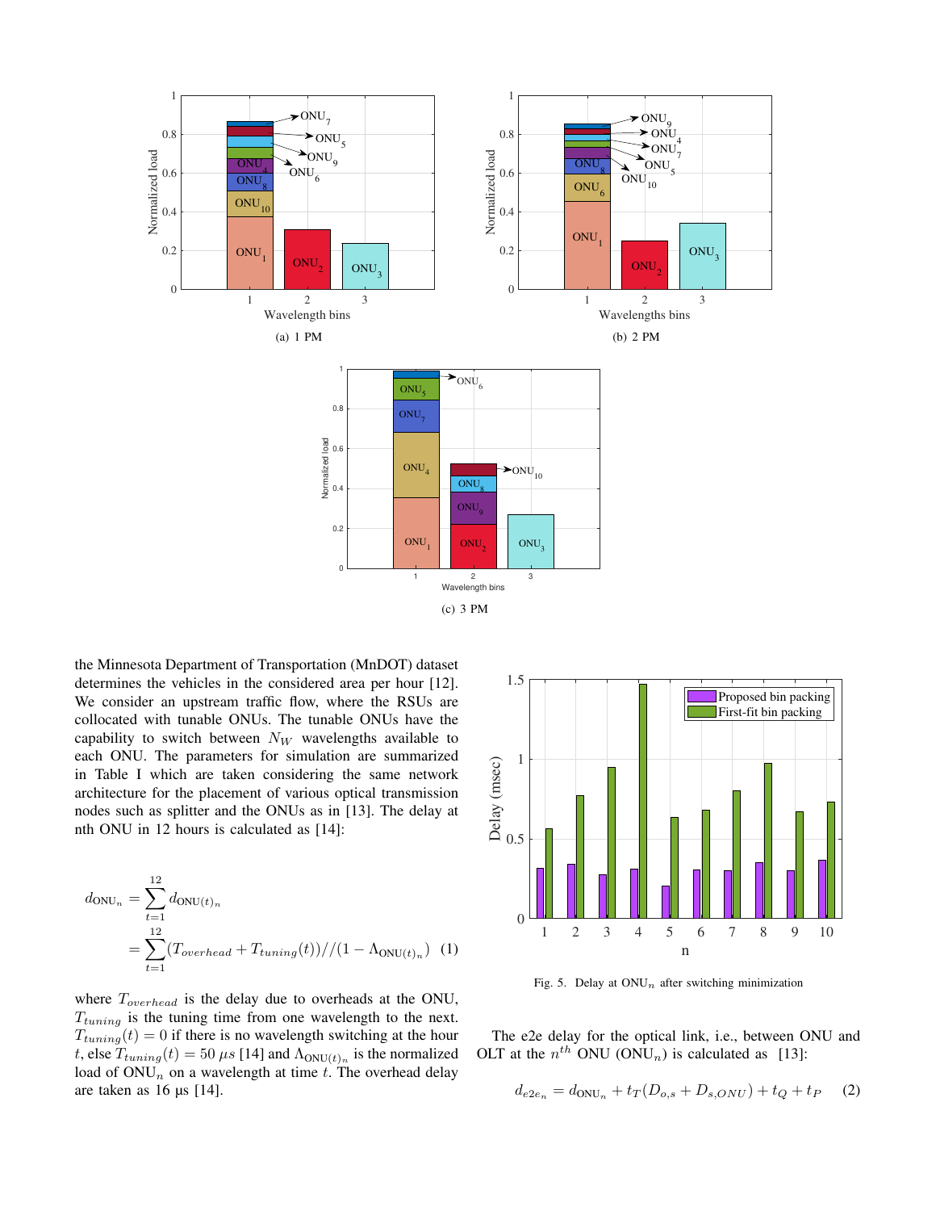(a) 1 PM

(b) 2 PM

(c) 3 PM

the Minnesota Department of Transportation (MnDOT) dataset determines the vehicles in the considered area per hour [12]. We consider an upstream traffic flow, where the RSUs are collocated with tunable ONUs. The tunable ONUs have the capability to switch between $N_W$ wavelengths available to each ONU. The parameters for simulation are summarized in Table I which are taken considering the same network architecture for the placement of various optical transmission nodes such as splitter and the ONUs as in [13]. The delay at nth ONU in 12 hours is calculated as [14]:

$$
\begin{aligned}
d_{\text{ONU}_n} &= \sum_{t=1}^{12} d_{\text{ONU}(t)_n} \\
&= \sum_{t=1}^{12} (T_{overhead} + T_{tuning}(t))//(1 - \Lambda_{\text{ONU}(t)_n}) \quad (1)
\end{aligned}
$$

where $T_{overhead}$ is the delay due to overheads at the ONU, $T_{tuning}$ is the tuning time from one wavelength to the next. $T_{tuning}(t) = 0$ if there is no wavelength switching at the hour $t$, else $T_{tuning}(t) = 50\ \mu s$ [14] and $\Lambda_{\text{ONU}(t)_n}$ is the normalized load of $\text{ONU}_n$ on a wavelength at time $t$. The overhead delay are taken as 16 µs [14].

Fig. 5. Delay at $\text{ONU}_n$ after switching minimization

The e2e delay for the optical link, i.e., between ONU and OLT at the $n^{th}$ ONU ($\text{ONU}_n$) is calculated as [13]:

$$
d_{e2e_n} = d_{\text{ONU}_n} + t_T(D_{o,s} + D_{s,ONU}) + t_Q + t_P \quad (2)
$$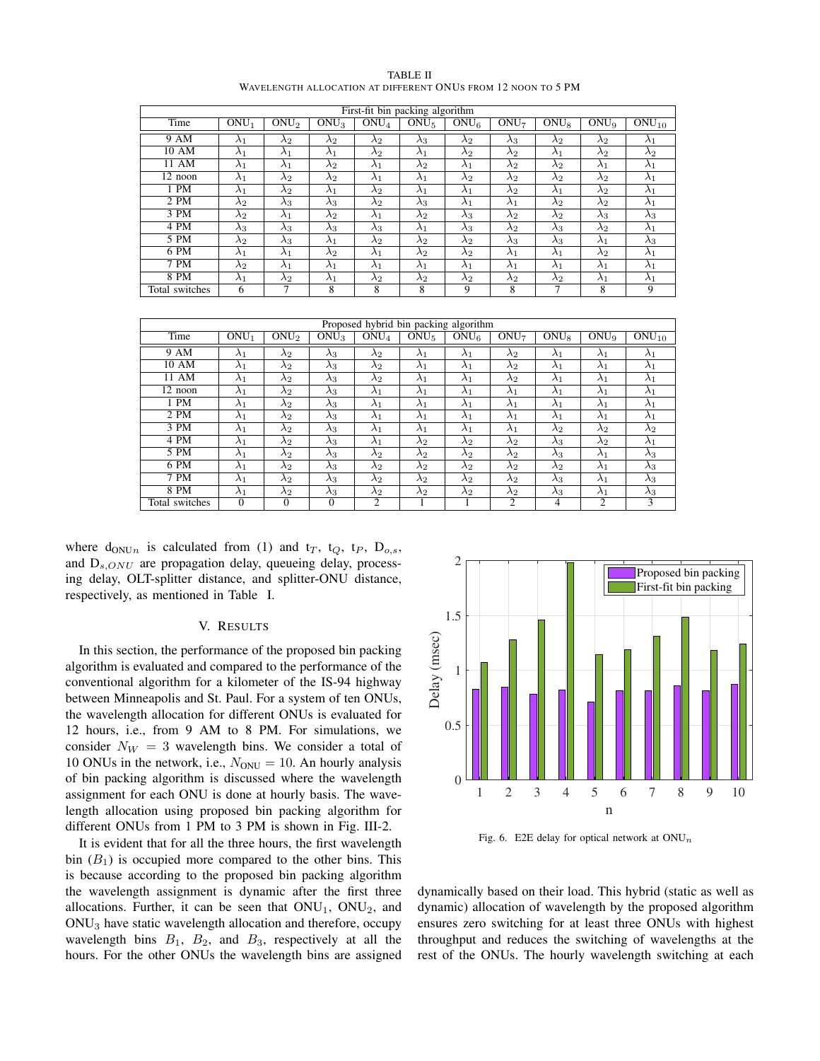TABLE II
WAVELENGTH ALLOCATION AT DIFFERENT ONUS FROM 12 NOON TO 5 PM

| First-fit bin packing algorithm | | | | | | | | | | |
|---|---|---|---|---|---|---|---|---|---|---|
| Time | $ONU_1$ | $ONU_2$ | $ONU_3$ | $ONU_4$ | $ONU_5$ | $ONU_6$ | $ONU_7$ | $ONU_8$ | $ONU_9$ | $ONU_{10}$ |
| 9 AM | $\lambda_1$ | $\lambda_2$ | $\lambda_2$ | $\lambda_2$ | $\lambda_3$ | $\lambda_2$ | $\lambda_3$ | $\lambda_2$ | $\lambda_2$ | $\lambda_1$ |
| 10 AM | $\lambda_1$ | $\lambda_1$ | $\lambda_1$ | $\lambda_2$ | $\lambda_1$ | $\lambda_2$ | $\lambda_2$ | $\lambda_1$ | $\lambda_2$ | $\lambda_2$ |
| 11 AM | $\lambda_1$ | $\lambda_1$ | $\lambda_2$ | $\lambda_1$ | $\lambda_2$ | $\lambda_1$ | $\lambda_2$ | $\lambda_2$ | $\lambda_1$ | $\lambda_1$ |
| 12 noon | $\lambda_1$ | $\lambda_2$ | $\lambda_2$ | $\lambda_1$ | $\lambda_1$ | $\lambda_2$ | $\lambda_2$ | $\lambda_2$ | $\lambda_2$ | $\lambda_1$ |
| 1 PM | $\lambda_1$ | $\lambda_2$ | $\lambda_1$ | $\lambda_2$ | $\lambda_1$ | $\lambda_1$ | $\lambda_2$ | $\lambda_1$ | $\lambda_2$ | $\lambda_1$ |
| 2 PM | $\lambda_2$ | $\lambda_3$ | $\lambda_3$ | $\lambda_2$ | $\lambda_3$ | $\lambda_1$ | $\lambda_1$ | $\lambda_2$ | $\lambda_2$ | $\lambda_1$ |
| 3 PM | $\lambda_2$ | $\lambda_1$ | $\lambda_2$ | $\lambda_1$ | $\lambda_2$ | $\lambda_3$ | $\lambda_2$ | $\lambda_2$ | $\lambda_3$ | $\lambda_3$ |
| 4 PM | $\lambda_3$ | $\lambda_3$ | $\lambda_3$ | $\lambda_3$ | $\lambda_1$ | $\lambda_3$ | $\lambda_2$ | $\lambda_3$ | $\lambda_2$ | $\lambda_1$ |
| 5 PM | $\lambda_2$ | $\lambda_3$ | $\lambda_1$ | $\lambda_2$ | $\lambda_2$ | $\lambda_2$ | $\lambda_3$ | $\lambda_3$ | $\lambda_1$ | $\lambda_3$ |
| 6 PM | $\lambda_1$ | $\lambda_1$ | $\lambda_2$ | $\lambda_1$ | $\lambda_2$ | $\lambda_2$ | $\lambda_1$ | $\lambda_1$ | $\lambda_2$ | $\lambda_1$ |
| 7 PM | $\lambda_2$ | $\lambda_1$ | $\lambda_1$ | $\lambda_1$ | $\lambda_1$ | $\lambda_1$ | $\lambda_1$ | $\lambda_1$ | $\lambda_1$ | $\lambda_1$ |
| 8 PM | $\lambda_1$ | $\lambda_2$ | $\lambda_1$ | $\lambda_2$ | $\lambda_2$ | $\lambda_2$ | $\lambda_2$ | $\lambda_2$ | $\lambda_1$ | $\lambda_1$ |
| Total switches | 6 | 7 | 8 | 8 | 8 | 9 | 8 | 7 | 8 | 9 |

| Proposed hybrid bin packing algorithm | | | | | | | | | | |
|---|---|---|---|---|---|---|---|---|---|---|
| Time | $ONU_1$ | $ONU_2$ | $ONU_3$ | $ONU_4$ | $ONU_5$ | $ONU_6$ | $ONU_7$ | $ONU_8$ | $ONU_9$ | $ONU_{10}$ |
| 9 AM | $\lambda_1$ | $\lambda_2$ | $\lambda_3$ | $\lambda_2$ | $\lambda_1$ | $\lambda_1$ | $\lambda_2$ | $\lambda_1$ | $\lambda_1$ | $\lambda_1$ |
| 10 AM | $\lambda_1$ | $\lambda_2$ | $\lambda_3$ | $\lambda_2$ | $\lambda_1$ | $\lambda_1$ | $\lambda_2$ | $\lambda_1$ | $\lambda_1$ | $\lambda_1$ |
| 11 AM | $\lambda_1$ | $\lambda_2$ | $\lambda_3$ | $\lambda_2$ | $\lambda_1$ | $\lambda_1$ | $\lambda_2$ | $\lambda_1$ | $\lambda_1$ | $\lambda_1$ |
| 12 noon | $\lambda_1$ | $\lambda_2$ | $\lambda_3$ | $\lambda_1$ | $\lambda_1$ | $\lambda_1$ | $\lambda_1$ | $\lambda_1$ | $\lambda_1$ | $\lambda_1$ |
| 1 PM | $\lambda_1$ | $\lambda_2$ | $\lambda_3$ | $\lambda_1$ | $\lambda_1$ | $\lambda_1$ | $\lambda_1$ | $\lambda_1$ | $\lambda_1$ | $\lambda_1$ |
| 2 PM | $\lambda_1$ | $\lambda_2$ | $\lambda_3$ | $\lambda_1$ | $\lambda_1$ | $\lambda_1$ | $\lambda_1$ | $\lambda_1$ | $\lambda_1$ | $\lambda_1$ |
| 3 PM | $\lambda_1$ | $\lambda_2$ | $\lambda_3$ | $\lambda_1$ | $\lambda_1$ | $\lambda_1$ | $\lambda_1$ | $\lambda_2$ | $\lambda_2$ | $\lambda_2$ |
| 4 PM | $\lambda_1$ | $\lambda_2$ | $\lambda_3$ | $\lambda_1$ | $\lambda_2$ | $\lambda_2$ | $\lambda_2$ | $\lambda_3$ | $\lambda_2$ | $\lambda_1$ |
| 5 PM | $\lambda_1$ | $\lambda_2$ | $\lambda_3$ | $\lambda_2$ | $\lambda_2$ | $\lambda_2$ | $\lambda_2$ | $\lambda_3$ | $\lambda_1$ | $\lambda_3$ |
| 6 PM | $\lambda_1$ | $\lambda_2$ | $\lambda_3$ | $\lambda_2$ | $\lambda_2$ | $\lambda_2$ | $\lambda_2$ | $\lambda_2$ | $\lambda_1$ | $\lambda_3$ |
| 7 PM | $\lambda_1$ | $\lambda_2$ | $\lambda_3$ | $\lambda_2$ | $\lambda_2$ | $\lambda_2$ | $\lambda_2$ | $\lambda_3$ | $\lambda_1$ | $\lambda_3$ |
| 8 PM | $\lambda_1$ | $\lambda_2$ | $\lambda_3$ | $\lambda_2$ | $\lambda_2$ | $\lambda_2$ | $\lambda_2$ | $\lambda_3$ | $\lambda_1$ | $\lambda_3$ |
| Total switches | 0 | 0 | 0 | 2 | 1 | 1 | 2 | 4 | 2 | 3 |

where $d_{ONUn}$ is calculated from (1) and $t_T$, $t_Q$, $t_P$, $D_{o,s}$, and $D_{s,ONU}$ are propagation delay, queueing delay, processing delay, OLT-splitter distance, and splitter-ONU distance, respectively, as mentioned in Table I.

## V. RESULTS

In this section, the performance of the proposed bin packing algorithm is evaluated and compared to the performance of the conventional algorithm for a kilometer of the IS-94 highway between Minneapolis and St. Paul. For a system of ten ONUs, the wavelength allocation for different ONUs is evaluated for 12 hours, i.e., from 9 AM to 8 PM. For simulations, we consider $N_W = 3$ wavelength bins. We consider a total of 10 ONUs in the network, i.e., $N_{ONU} = 10$. An hourly analysis of bin packing algorithm is discussed where the wavelength assignment for each ONU is done at hourly basis. The wavelength allocation using proposed bin packing algorithm for different ONUs from 1 PM to 3 PM is shown in Fig. III-2.

It is evident that for all the three hours, the first wavelength bin ($B_1$) is occupied more compared to the other bins. This is because according to the proposed bin packing algorithm the wavelength assignment is dynamic after the first three allocations. Further, it can be seen that $ONU_1$, $ONU_2$, and $ONU_3$ have static wavelength allocation and therefore, occupy wavelength bins $B_1$, $B_2$, and $B_3$, respectively at all the hours. For the other ONUs the wavelength bins are assigned dynamically based on their load. This hybrid (static as well as dynamic) allocation of wavelength by the proposed algorithm ensures zero switching for at least three ONUs with highest throughput and reduces the switching of wavelengths at the rest of the ONUs. The hourly wavelength switching at each

Fig. 6. E2E delay for optical network at $ONU_n$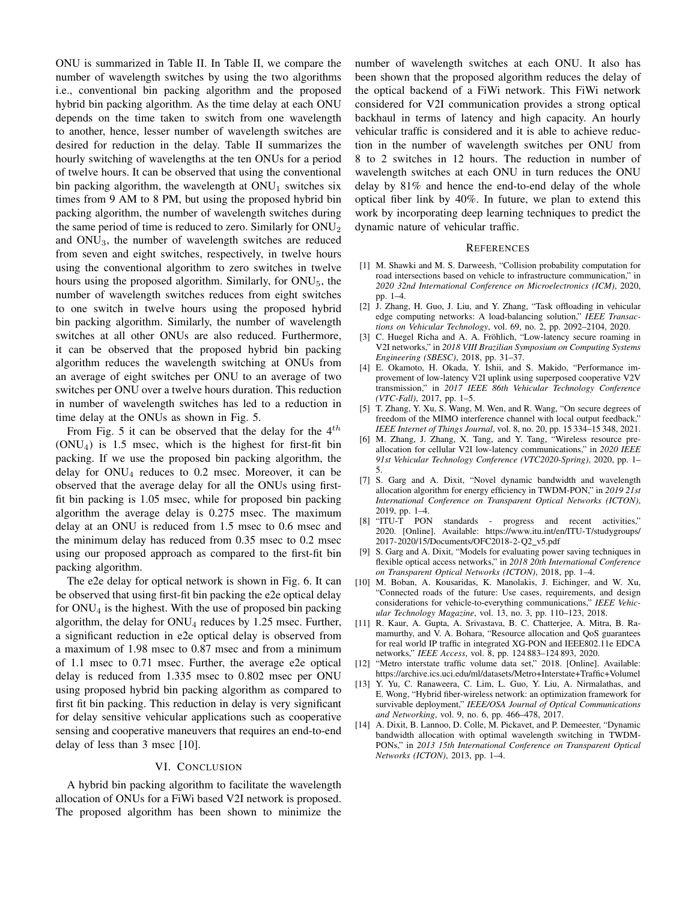ONU is summarized in Table II. In Table II, we compare the number of wavelength switches by using the two algorithms i.e., conventional bin packing algorithm and the proposed hybrid bin packing algorithm. As the time delay at each ONU depends on the time taken to switch from one wavelength to another, hence, lesser number of wavelength switches are desired for reduction in the delay. Table II summarizes the hourly switching of wavelengths at the ten ONUs for a period of twelve hours. It can be observed that using the conventional bin packing algorithm, the wavelength at $\text{ONU}_1$ switches six times from 9 AM to 8 PM, but using the proposed hybrid bin packing algorithm, the number of wavelength switches during the same period of time is reduced to zero. Similarly for $\text{ONU}_2$ and $\text{ONU}_3$, the number of wavelength switches are reduced from seven and eight switches, respectively, in twelve hours using the conventional algorithm to zero switches in twelve hours using the proposed algorithm. Similarly, for $\text{ONU}_5$, the number of wavelength switches reduces from eight switches to one switch in twelve hours using the proposed hybrid bin packing algorithm. Similarly, the number of wavelength switches at all other ONUs are also reduced. Furthermore, it can be observed that the proposed hybrid bin packing algorithm reduces the wavelength switching at ONUs from an average of eight switches per ONU to an average of two switches per ONU over a twelve hours duration. This reduction in number of wavelength switches has led to a reduction in time delay at the ONUs as shown in Fig. 5.

From Fig. 5 it can be observed that the delay for the $4^{th}$ ($\text{ONU}_4$) is 1.5 msec, which is the highest for first-fit bin packing. If we use the proposed bin packing algorithm, the delay for $\text{ONU}_4$ reduces to 0.2 msec. Moreover, it can be observed that the average delay for all the ONUs using first-fit bin packing is 1.05 msec, while for proposed bin packing algorithm the average delay is 0.275 msec. The maximum delay at an ONU is reduced from 1.5 msec to 0.6 msec and the minimum delay has reduced from 0.35 msec to 0.2 msec using our proposed approach as compared to the first-fit bin packing algorithm.

The e2e delay for optical network is shown in Fig. 6. It can be observed that using first-fit bin packing the e2e optical delay for $\text{ONU}_4$ is the highest. With the use of proposed bin packing algorithm, the delay for $\text{ONU}_4$ reduces by 1.25 msec. Further, a significant reduction in e2e optical delay is observed from a maximum of 1.98 msec to 0.87 msec and from a minimum of 1.1 msec to 0.71 msec. Further, the average e2e optical delay is reduced from 1.335 msec to 0.802 msec per ONU using proposed hybrid bin packing algorithm as compared to first fit bin packing. This reduction in delay is very significant for delay sensitive vehicular applications such as cooperative sensing and cooperative maneuvers that requires an end-to-end delay of less than 3 msec [10].

## VI. Conclusion

A hybrid bin packing algorithm to facilitate the wavelength allocation of ONUs for a FiWi based V2I network is proposed. The proposed algorithm has been shown to minimize the number of wavelength switches at each ONU. It also has been shown that the proposed algorithm reduces the delay of the optical backend of a FiWi network. This FiWi network considered for V2I communication provides a strong optical backhaul in terms of latency and high capacity. An hourly vehicular traffic is considered and it is able to achieve reduction in the number of wavelength switches per ONU from 8 to 2 switches in 12 hours. The reduction in number of wavelength switches at each ONU in turn reduces the ONU delay by 81% and hence the end-to-end delay of the whole optical fiber link by 40%. In future, we plan to extend this work by incorporating deep learning techniques to predict the dynamic nature of vehicular traffic.

## References

[1] M. Shawki and M. S. Darweesh, "Collision probability computation for road intersections based on vehicle to infrastructure communication," in *2020 32nd International Conference on Microelectronics (ICM)*, 2020, pp. 1–4.

[2] J. Zhang, H. Guo, J. Liu, and Y. Zhang, "Task offloading in vehicular edge computing networks: A load-balancing solution," *IEEE Transactions on Vehicular Technology*, vol. 69, no. 2, pp. 2092–2104, 2020.

[3] C. Huegel Richa and A. A. Fröhlich, "Low-latency secure roaming in V2I networks," in *2018 VIII Brazilian Symposium on Computing Systems Engineering (SBESC)*, 2018, pp. 31–37.

[4] E. Okamoto, H. Okada, Y. Ishii, and S. Makido, "Performance improvement of low-latency V2I uplink using superposed cooperative V2V transmission," in *2017 IEEE 86th Vehicular Technology Conference (VTC-Fall)*, 2017, pp. 1–5.

[5] T. Zhang, Y. Xu, S. Wang, M. Wen, and R. Wang, "On secure degrees of freedom of the MIMO interference channel with local output feedback," *IEEE Internet of Things Journal*, vol. 8, no. 20, pp. 15 334–15 348, 2021.

[6] M. Zhang, J. Zhang, X. Tang, and Y. Tang, "Wireless resource preallocation for cellular V2I low-latency communications," in *2020 IEEE 91st Vehicular Technology Conference (VTC2020-Spring)*, 2020, pp. 1–5.

[7] S. Garg and A. Dixit, "Novel dynamic bandwidth and wavelength allocation algorithm for energy efficiency in TWDM-PON," in *2019 21st International Conference on Transparent Optical Networks (ICTON)*, 2019, pp. 1–4.

[8] "ITU-T PON standards - progress and recent activities," 2020. [Online]. Available: https://www.itu.int/en/ITU-T/studygroups/2017-2020/15/Documents/OFC2018-2-Q2_v5.pdf

[9] S. Garg and A. Dixit, "Models for evaluating power saving techniques in flexible optical access networks," in *2018 20th International Conference on Transparent Optical Networks (ICTON)*, 2018, pp. 1–4.

[10] M. Boban, A. Kousaridas, K. Manolakis, J. Eichinger, and W. Xu, "Connected roads of the future: Use cases, requirements, and design considerations for vehicle-to-everything communications," *IEEE Vehicular Technology Magazine*, vol. 13, no. 3, pp. 110–123, 2018.

[11] R. Kaur, A. Gupta, A. Srivastava, B. C. Chatterjee, A. Mitra, B. Ramamurthy, and V. A. Bohara, "Resource allocation and QoS guarantees for real world IP traffic in integrated XG-PON and IEEE802.11e EDCA networks," *IEEE Access*, vol. 8, pp. 124 883–124 893, 2020.

[12] "Metro interstate traffic volume data set," 2018. [Online]. Available: https://archive.ics.uci.edu/ml/datasets/Metro+Interstate+Traffic+Volumel

[13] Y. Yu, C. Ranaweera, C. Lim, L. Guo, Y. Liu, A. Nirmalathas, and E. Wong, "Hybrid fiber-wireless network: an optimization framework for survivable deployment," *IEEE/OSA Journal of Optical Communications and Networking*, vol. 9, no. 6, pp. 466–478, 2017.

[14] A. Dixit, B. Lannoo, D. Colle, M. Pickavet, and P. Demeester, "Dynamic bandwidth allocation with optimal wavelength switching in TWDM-PONs," in *2013 15th International Conference on Transparent Optical Networks (ICTON)*, 2013, pp. 1–4.